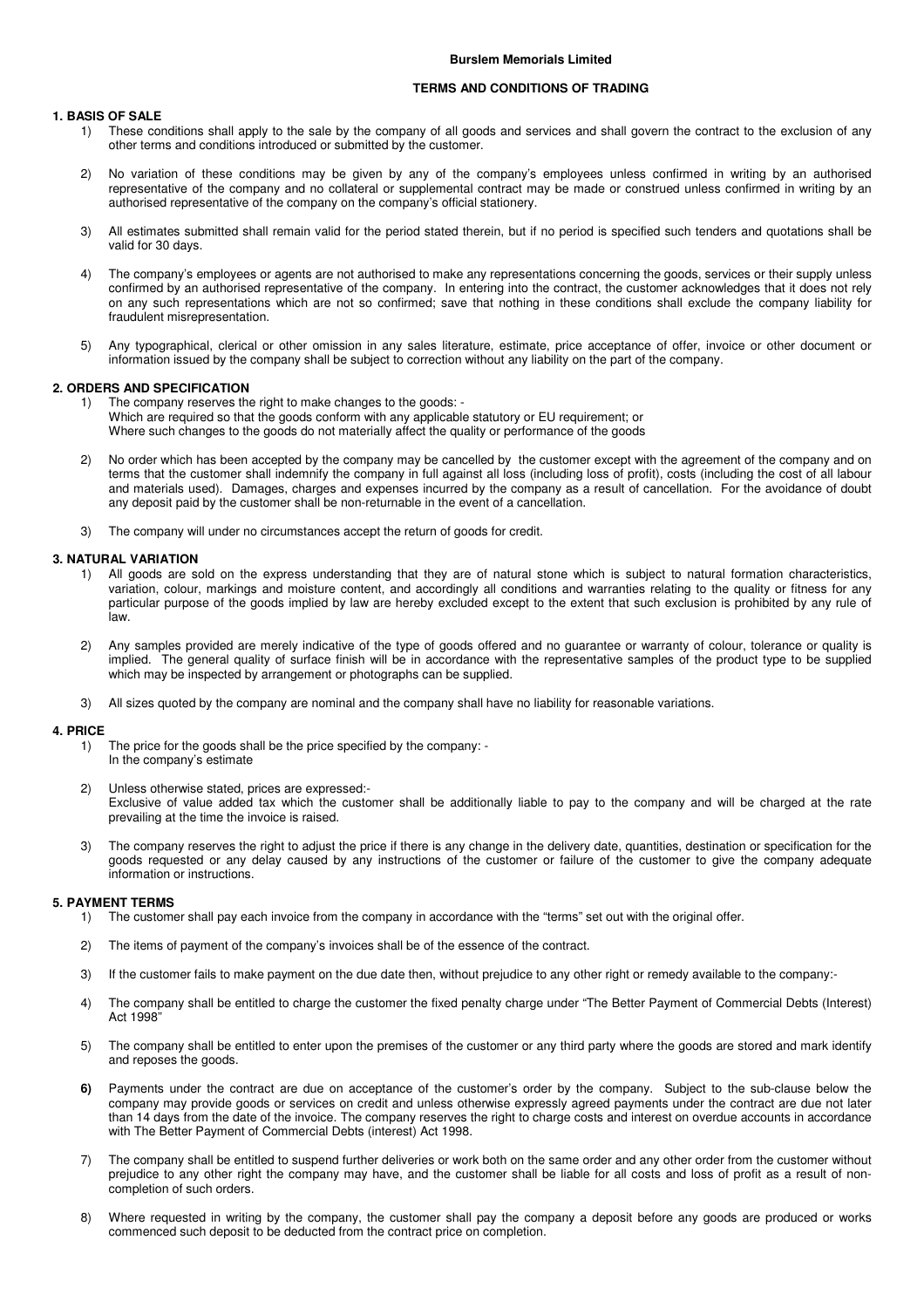**Burslem Memorials Limited**

**TERMS AND CONDITIONS OF TRADING**

## 1. BASIS OF SALE

1) These conditions shall apply to the sale by the company of all goods and services and shall govern the contract to the exclusion of any other terms and conditions introduced or submitted by the customer.

2) No variation of these conditions may be given by any of the company's employees unless confirmed in writing by an authorised representative of the company and no collateral or supplemental contract may be made or construed unless confirmed in writing by an authorised representative of the company on the company's official stationery.

3) All estimates submitted shall remain valid for the period stated therein, but if no period is specified such tenders and quotations shall be valid for 30 days.

4) The company's employees or agents are not authorised to make any representations concerning the goods, services or their supply unless confirmed by an authorised representative of the company. In entering into the contract, the customer acknowledges that it does not rely on any such representations which are not so confirmed; save that nothing in these conditions shall exclude the company liability for fraudulent misrepresentation.

5) Any typographical, clerical or other omission in any sales literature, estimate, price acceptance of offer, invoice or other document or information issued by the company shall be subject to correction without any liability on the part of the company.

## 2. ORDERS AND SPECIFICATION

1) The company reserves the right to make changes to the goods: -
Which are required so that the goods conform with any applicable statutory or EU requirement; or
Where such changes to the goods do not materially affect the quality or performance of the goods

2) No order which has been accepted by the company may be cancelled by the customer except with the agreement of the company and on terms that the customer shall indemnify the company in full against all loss (including loss of profit), costs (including the cost of all labour and materials used). Damages, charges and expenses incurred by the company as a result of cancellation. For the avoidance of doubt any deposit paid by the customer shall be non-returnable in the event of a cancellation.

3) The company will under no circumstances accept the return of goods for credit.

## 3. NATURAL VARIATION

1) All goods are sold on the express understanding that they are of natural stone which is subject to natural formation characteristics, variation, colour, markings and moisture content, and accordingly all conditions and warranties relating to the quality or fitness for any particular purpose of the goods implied by law are hereby excluded except to the extent that such exclusion is prohibited by any rule of law.

2) Any samples provided are merely indicative of the type of goods offered and no guarantee or warranty of colour, tolerance or quality is implied. The general quality of surface finish will be in accordance with the representative samples of the product type to be supplied which may be inspected by arrangement or photographs can be supplied.

3) All sizes quoted by the company are nominal and the company shall have no liability for reasonable variations.

## 4. PRICE

1) The price for the goods shall be the price specified by the company: -
In the company's estimate

2) Unless otherwise stated, prices are expressed:-
Exclusive of value added tax which the customer shall be additionally liable to pay to the company and will be charged at the rate prevailing at the time the invoice is raised.

3) The company reserves the right to adjust the price if there is any change in the delivery date, quantities, destination or specification for the goods requested or any delay caused by any instructions of the customer or failure of the customer to give the company adequate information or instructions.

## 5. PAYMENT TERMS

1) The customer shall pay each invoice from the company in accordance with the "terms" set out with the original offer.

2) The items of payment of the company's invoices shall be of the essence of the contract.

3) If the customer fails to make payment on the due date then, without prejudice to any other right or remedy available to the company:-

4) The company shall be entitled to charge the customer the fixed penalty charge under "The Better Payment of Commercial Debts (Interest) Act 1998"

5) The company shall be entitled to enter upon the premises of the customer or any third party where the goods are stored and mark identify and reposes the goods.

**6)** Payments under the contract are due on acceptance of the customer's order by the company. Subject to the sub-clause below the company may provide goods or services on credit and unless otherwise expressly agreed payments under the contract are due not later than 14 days from the date of the invoice. The company reserves the right to charge costs and interest on overdue accounts in accordance with The Better Payment of Commercial Debts (interest) Act 1998.

7) The company shall be entitled to suspend further deliveries or work both on the same order and any other order from the customer without prejudice to any other right the company may have, and the customer shall be liable for all costs and loss of profit as a result of non-completion of such orders.

8) Where requested in writing by the company, the customer shall pay the company a deposit before any goods are produced or works commenced such deposit to be deducted from the contract price on completion.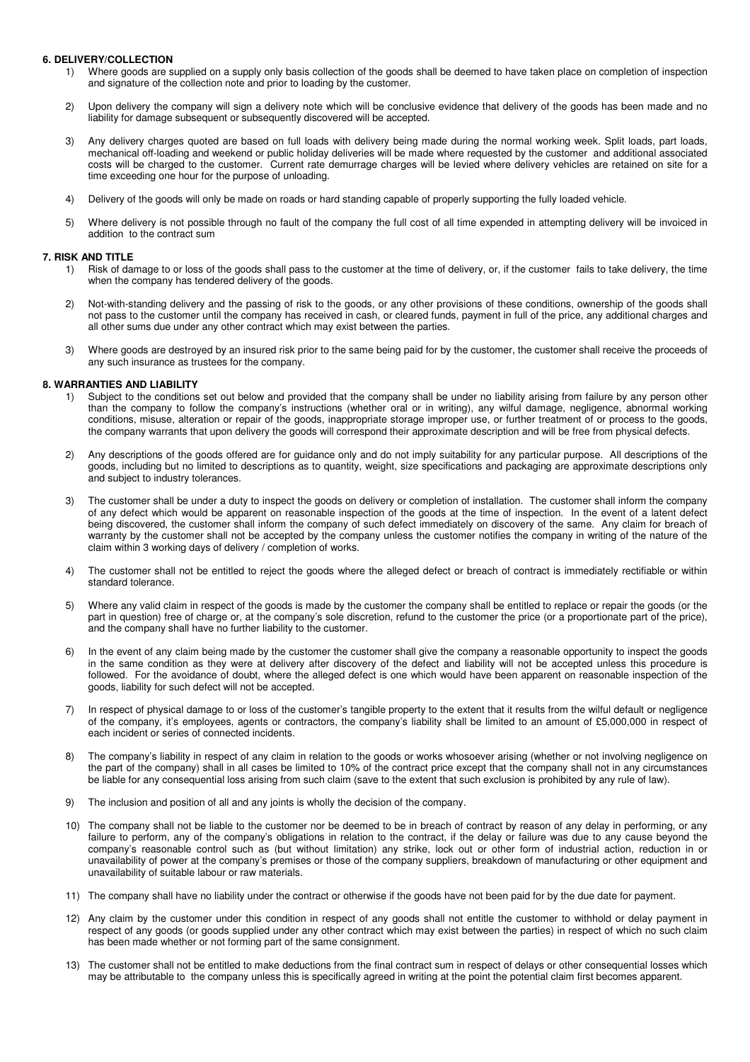**6. DELIVERY/COLLECTION**

1) Where goods are supplied on a supply only basis collection of the goods shall be deemed to have taken place on completion of inspection and signature of the collection note and prior to loading by the customer.

2) Upon delivery the company will sign a delivery note which will be conclusive evidence that delivery of the goods has been made and no liability for damage subsequent or subsequently discovered will be accepted.

3) Any delivery charges quoted are based on full loads with delivery being made during the normal working week. Split loads, part loads, mechanical off-loading and weekend or public holiday deliveries will be made where requested by the customer and additional associated costs will be charged to the customer. Current rate demurrage charges will be levied where delivery vehicles are retained on site for a time exceeding one hour for the purpose of unloading.

4) Delivery of the goods will only be made on roads or hard standing capable of properly supporting the fully loaded vehicle.

5) Where delivery is not possible through no fault of the company the full cost of all time expended in attempting delivery will be invoiced in addition to the contract sum

**7. RISK AND TITLE**

1) Risk of damage to or loss of the goods shall pass to the customer at the time of delivery, or, if the customer fails to take delivery, the time when the company has tendered delivery of the goods.

2) Not-with-standing delivery and the passing of risk to the goods, or any other provisions of these conditions, ownership of the goods shall not pass to the customer until the company has received in cash, or cleared funds, payment in full of the price, any additional charges and all other sums due under any other contract which may exist between the parties.

3) Where goods are destroyed by an insured risk prior to the same being paid for by the customer, the customer shall receive the proceeds of any such insurance as trustees for the company.

**8. WARRANTIES AND LIABILITY**

1) Subject to the conditions set out below and provided that the company shall be under no liability arising from failure by any person other than the company to follow the company's instructions (whether oral or in writing), any wilful damage, negligence, abnormal working conditions, misuse, alteration or repair of the goods, inappropriate storage improper use, or further treatment of or process to the goods, the company warrants that upon delivery the goods will correspond their approximate description and will be free from physical defects.

2) Any descriptions of the goods offered are for guidance only and do not imply suitability for any particular purpose. All descriptions of the goods, including but no limited to descriptions as to quantity, weight, size specifications and packaging are approximate descriptions only and subject to industry tolerances.

3) The customer shall be under a duty to inspect the goods on delivery or completion of installation. The customer shall inform the company of any defect which would be apparent on reasonable inspection of the goods at the time of inspection. In the event of a latent defect being discovered, the customer shall inform the company of such defect immediately on discovery of the same. Any claim for breach of warranty by the customer shall not be accepted by the company unless the customer notifies the company in writing of the nature of the claim within 3 working days of delivery / completion of works.

4) The customer shall not be entitled to reject the goods where the alleged defect or breach of contract is immediately rectifiable or within standard tolerance.

5) Where any valid claim in respect of the goods is made by the customer the company shall be entitled to replace or repair the goods (or the part in question) free of charge or, at the company's sole discretion, refund to the customer the price (or a proportionate part of the price), and the company shall have no further liability to the customer.

6) In the event of any claim being made by the customer the customer shall give the company a reasonable opportunity to inspect the goods in the same condition as they were at delivery after discovery of the defect and liability will not be accepted unless this procedure is followed. For the avoidance of doubt, where the alleged defect is one which would have been apparent on reasonable inspection of the goods, liability for such defect will not be accepted.

7) In respect of physical damage to or loss of the customer's tangible property to the extent that it results from the wilful default or negligence of the company, it's employees, agents or contractors, the company's liability shall be limited to an amount of £5,000,000 in respect of each incident or series of connected incidents.

8) The company's liability in respect of any claim in relation to the goods or works whosoever arising (whether or not involving negligence on the part of the company) shall in all cases be limited to 10% of the contract price except that the company shall not in any circumstances be liable for any consequential loss arising from such claim (save to the extent that such exclusion is prohibited by any rule of law).

9) The inclusion and position of all and any joints is wholly the decision of the company.

10) The company shall not be liable to the customer nor be deemed to be in breach of contract by reason of any delay in performing, or any failure to perform, any of the company's obligations in relation to the contract, if the delay or failure was due to any cause beyond the company's reasonable control such as (but without limitation) any strike, lock out or other form of industrial action, reduction in or unavailability of power at the company's premises or those of the company suppliers, breakdown of manufacturing or other equipment and unavailability of suitable labour or raw materials.

11) The company shall have no liability under the contract or otherwise if the goods have not been paid for by the due date for payment.

12) Any claim by the customer under this condition in respect of any goods shall not entitle the customer to withhold or delay payment in respect of any goods (or goods supplied under any other contract which may exist between the parties) in respect of which no such claim has been made whether or not forming part of the same consignment.

13) The customer shall not be entitled to make deductions from the final contract sum in respect of delays or other consequential losses which may be attributable to the company unless this is specifically agreed in writing at the point the potential claim first becomes apparent.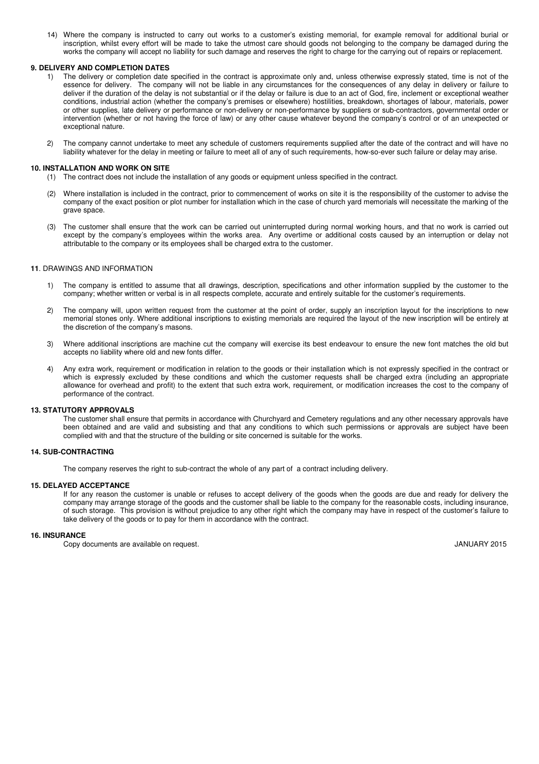14) Where the company is instructed to carry out works to a customer's existing memorial, for example removal for additional burial or inscription, whilst every effort will be made to take the utmost care should goods not belonging to the company be damaged during the works the company will accept no liability for such damage and reserves the right to charge for the carrying out of repairs or replacement.

**9. DELIVERY AND COMPLETION DATES**

1) The delivery or completion date specified in the contract is approximate only and, unless otherwise expressly stated, time is not of the essence for delivery. The company will not be liable in any circumstances for the consequences of any delay in delivery or failure to deliver if the duration of the delay is not substantial or if the delay or failure is due to an act of God, fire, inclement or exceptional weather conditions, industrial action (whether the company's premises or elsewhere) hostilities, breakdown, shortages of labour, materials, power or other supplies, late delivery or performance or non-delivery or non-performance by suppliers or sub-contractors, governmental order or intervention (whether or not having the force of law) or any other cause whatever beyond the company's control or of an unexpected or exceptional nature.

2) The company cannot undertake to meet any schedule of customers requirements supplied after the date of the contract and will have no liability whatever for the delay in meeting or failure to meet all of any of such requirements, how-so-ever such failure or delay may arise.

**10. INSTALLATION AND WORK ON SITE**

(1) The contract does not include the installation of any goods or equipment unless specified in the contract.

(2) Where installation is included in the contract, prior to commencement of works on site it is the responsibility of the customer to advise the company of the exact position or plot number for installation which in the case of church yard memorials will necessitate the marking of the grave space.

(3) The customer shall ensure that the work can be carried out uninterrupted during normal working hours, and that no work is carried out except by the company's employees within the works area. Any overtime or additional costs caused by an interruption or delay not attributable to the company or its employees shall be charged extra to the customer.

**11**. DRAWINGS AND INFORMATION

1) The company is entitled to assume that all drawings, description, specifications and other information supplied by the customer to the company; whether written or verbal is in all respects complete, accurate and entirely suitable for the customer's requirements.

2) The company will, upon written request from the customer at the point of order, supply an inscription layout for the inscriptions to new memorial stones only. Where additional inscriptions to existing memorials are required the layout of the new inscription will be entirely at the discretion of the company's masons.

3) Where additional inscriptions are machine cut the company will exercise its best endeavour to ensure the new font matches the old but accepts no liability where old and new fonts differ.

4) Any extra work, requirement or modification in relation to the goods or their installation which is not expressly specified in the contract or which is expressly excluded by these conditions and which the customer requests shall be charged extra (including an appropriate allowance for overhead and profit) to the extent that such extra work, requirement, or modification increases the cost to the company of performance of the contract.

**13. STATUTORY APPROVALS**

The customer shall ensure that permits in accordance with Churchyard and Cemetery regulations and any other necessary approvals have been obtained and are valid and subsisting and that any conditions to which such permissions or approvals are subject have been complied with and that the structure of the building or site concerned is suitable for the works.

**14. SUB-CONTRACTING**

The company reserves the right to sub-contract the whole of any part of a contract including delivery.

**15. DELAYED ACCEPTANCE**

If for any reason the customer is unable or refuses to accept delivery of the goods when the goods are due and ready for delivery the company may arrange storage of the goods and the customer shall be liable to the company for the reasonable costs, including insurance, of such storage. This provision is without prejudice to any other right which the company may have in respect of the customer's failure to take delivery of the goods or to pay for them in accordance with the contract.

**16. INSURANCE**

Copy documents are available on request.

JANUARY 2015